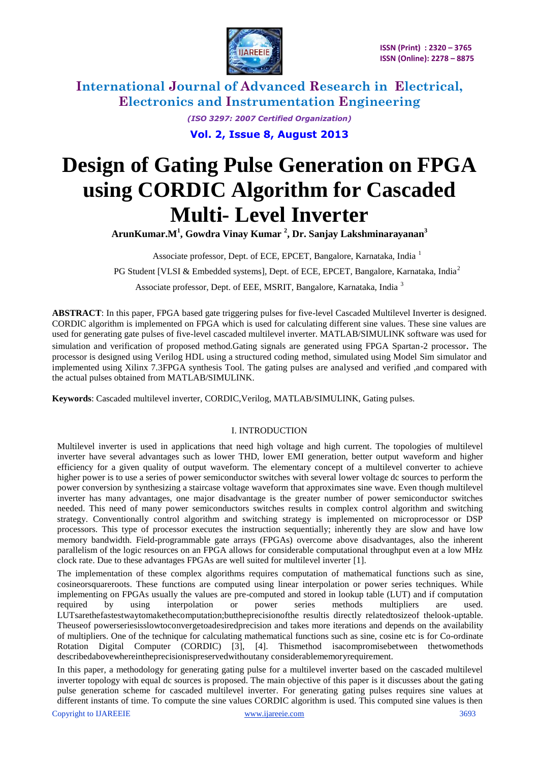# Design of Gating Pulse Generation on FPGA using CORDIC Algorithm for Cascaded Multi- Level Inverter

**ArunKumar.M[1], Gowdra Vinay Kumar [2], Dr. Sanjay Lakshminarayanan[3]**

Associate professor, Dept. of ECE, EPCET, Bangalore, Karnataka, India [1]

PG Student [VLSI & Embedded systems], Dept. of ECE, EPCET, Bangalore, Karnataka, India[2]

Associate professor, Dept. of EEE, MSRIT, Bangalore, Karnataka, India [3]

**ABSTRACT**: In this paper, FPGA based gate triggering pulses for five-level Cascaded Multilevel Inverter is designed. CORDIC algorithm is implemented on FPGA which is used for calculating different sine values. These sine values are used for generating gate pulses of five-level cascaded multilevel inverter. MATLAB/SIMULINK software was used for simulation and verification of proposed method.Gating signals are generated using FPGA Spartan-2 processor. The processor is designed using Verilog HDL using a structured coding method, simulated using Model Sim simulator and implemented using Xilinx 7.3FPGA synthesis Tool. The gating pulses are analysed and verified ,and compared with the actual pulses obtained from MATLAB/SIMULINK.

**Keywords**: Cascaded multilevel inverter, CORDIC,Verilog, MATLAB/SIMULINK, Gating pulses.

## I. INTRODUCTION

Multilevel inverter is used in applications that need high voltage and high current. The topologies of multilevel inverter have several advantages such as lower THD, lower EMI generation, better output waveform and higher efficiency for a given quality of output waveform. The elementary concept of a multilevel converter to achieve higher power is to use a series of power semiconductor switches with several lower voltage dc sources to perform the power conversion by synthesizing a staircase voltage waveform that approximates sine wave. Even though multilevel inverter has many advantages, one major disadvantage is the greater number of power semiconductor switches needed. This need of many power semiconductors switches results in complex control algorithm and switching strategy. Conventionally control algorithm and switching strategy is implemented on microprocessor or DSP processors. This type of processor executes the instruction sequentially; inherently they are slow and have low memory bandwidth. Field-programmable gate arrays (FPGAs) overcome above disadvantages, also the inherent parallelism of the logic resources on an FPGA allows for considerable computational throughput even at a low MHz clock rate. Due to these advantages FPGAs are well suited for multilevel inverter [1].

The implementation of these complex algorithms requires computation of mathematical functions such as sine, cosineorsquareroots. These functions are computed using linear interpolation or power series techniques. While implementing on FPGAs usually the values are pre-computed and stored in lookup table (LUT) and if computation required by using interpolation or power series methods multipliers are used. LUTsarethefastestwaytomakethecomputation;buttheprecisionofthe resultis directly relatedtosizeof thelook-uptable. Theuseof powerseriesisslowtoconvergetoadesiredprecision and takes more iterations and depends on the availability of multipliers. One of the technique for calculating mathematical functions such as sine, cosine etc is for Co-ordinate Rotation Digital Computer (CORDIC) [3], [4]. Thismethod isacompromisebetween thetwomethods describedabovewhereintheprecisionispreservedwithoutany considerablememoryrequirement.

In this paper, a methodology for generating gating pulse for a multilevel inverter based on the cascaded multilevel inverter topology with equal dc sources is proposed. The main objective of this paper is it discusses about the gating pulse generation scheme for cascaded multilevel inverter. For generating gating pulses requires sine values at different instants of time. To compute the sine values CORDIC algorithm is used. This computed sine values is then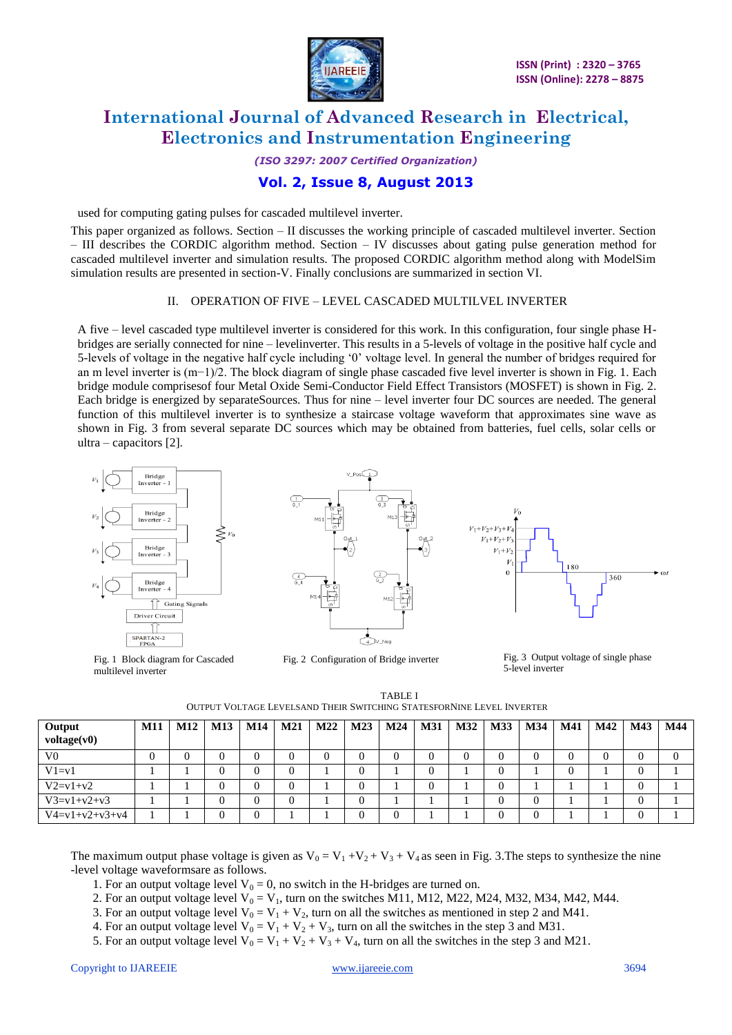used for computing gating pulses for cascaded multilevel inverter.

This paper organized as follows. Section – II discusses the working principle of cascaded multilevel inverter. Section – III describes the CORDIC algorithm method. Section – IV discusses about gating pulse generation method for cascaded multilevel inverter and simulation results. The proposed CORDIC algorithm method along with ModelSim simulation results are presented in section-V. Finally conclusions are summarized in section VI.

## II. OPERATION OF FIVE – LEVEL CASCADED MULTILVEL INVERTER

A five – level cascaded type multilevel inverter is considered for this work. In this configuration, four single phase H-bridges are serially connected for nine – levelinverter. This results in a 5-levels of voltage in the positive half cycle and 5-levels of voltage in the negative half cycle including '0' voltage level. In general the number of bridges required for an m level inverter is (m−1)/2. The block diagram of single phase cascaded five level inverter is shown in Fig. 1. Each bridge module comprisesof four Metal Oxide Semi-Conductor Field Effect Transistors (MOSFET) is shown in Fig. 2. Each bridge is energized by separateSources. Thus for nine – level inverter four DC sources are needed. The general function of this multilevel inverter is to synthesize a staircase voltage waveform that approximates sine wave as shown in Fig. 3 from several separate DC sources which may be obtained from batteries, fuel cells, solar cells or ultra – capacitors [2].

Fig. 1 Block diagram for Cascaded multilevel inverter

Fig. 2 Configuration of Bridge inverter

Fig. 3 Output voltage of single phase 5-level inverter

TABLE I
OUTPUT VOLTAGE LEVELSAND THEIR SWITCHING STATESFORNINE LEVEL INVERTER

| Output voltage(v0) | M11 | M12 | M13 | M14 | M21 | M22 | M23 | M24 | M31 | M32 | M33 | M34 | M41 | M42 | M43 | M44 |
|---|---|---|---|---|---|---|---|---|---|---|---|---|---|---|---|---|
| V0 | 0 | 0 | 0 | 0 | 0 | 0 | 0 | 0 | 0 | 0 | 0 | 0 | 0 | 0 | 0 | 0 |
| V1=v1 | 1 | 1 | 0 | 0 | 0 | 1 | 0 | 1 | 0 | 1 | 0 | 1 | 0 | 1 | 0 | 1 |
| V2=v1+v2 | 1 | 1 | 0 | 0 | 0 | 1 | 0 | 1 | 0 | 1 | 0 | 1 | 1 | 1 | 0 | 1 |
| V3=v1+v2+v3 | 1 | 1 | 0 | 0 | 0 | 1 | 0 | 1 | 1 | 1 | 0 | 0 | 1 | 1 | 0 | 1 |
| V4=v1+v2+v3+v4 | 1 | 1 | 0 | 0 | 1 | 1 | 0 | 0 | 1 | 1 | 0 | 0 | 1 | 1 | 0 | 1 |

The maximum output phase voltage is given as $V_0 = V_1 + V_2 + V_3 + V_4$ as seen in Fig. 3.The steps to synthesize the nine -level voltage waveformsare as follows.

1. For an output voltage level $V_0 = 0$, no switch in the H-bridges are turned on.
2. For an output voltage level $V_0 = V_1$, turn on the switches M11, M12, M22, M24, M32, M34, M42, M44.
3. For an output voltage level $V_0 = V_1 + V_2$, turn on all the switches as mentioned in step 2 and M41.
4. For an output voltage level $V_0 = V_1 + V_2 + V_3$, turn on all the switches in the step 3 and M31.
5. For an output voltage level $V_0 = V_1 + V_2 + V_3 + V_4$, turn on all the switches in the step 3 and M21.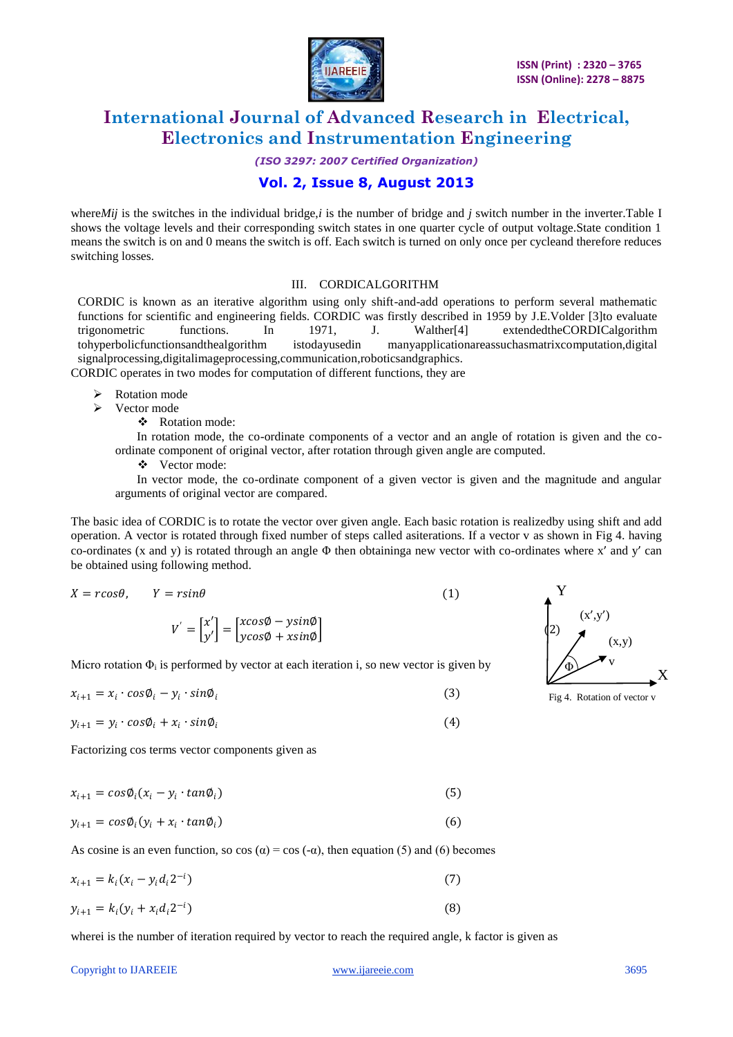where*Mij* is the switches in the individual bridge,*i* is the number of bridge and *j* switch number in the inverter.Table I shows the voltage levels and their corresponding switch states in one quarter cycle of output voltage.State condition 1 means the switch is on and 0 means the switch is off. Each switch is turned on only once per cycleand therefore reduces switching losses.

## III. CORDICALGORITHM

CORDIC is known as an iterative algorithm using only shift-and-add operations to perform several mathematic functions for scientific and engineering fields. CORDIC was firstly described in 1959 by J.E.Volder [3]to evaluate trigonometric functions. In 1971, J. Walther[4] extendedtheCORDICalgorithm tohyperbolicfunctionsandthealgorithm istodayusedin manyapplicationareassuchasmatrixcomputation,digital signalprocessing,digitalimageprocessing,communication,roboticsandgraphics.

CORDIC operates in two modes for computation of different functions, they are

- Rotation mode
- Vector mode
  - Rotation mode:

    In rotation mode, the co-ordinate components of a vector and an angle of rotation is given and the co-ordinate component of original vector, after rotation through given angle are computed.
  - Vector mode:

    In vector mode, the co-ordinate component of a given vector is given and the magnitude and angular arguments of original vector are compared.

The basic idea of CORDIC is to rotate the vector over given angle. Each basic rotation is realizedby using shift and add operation. A vector is rotated through fixed number of steps called asiterations. If a vector v as shown in Fig 4. having co-ordinates (x and y) is rotated through an angle Φ then obtaininga new vector with co-ordinates where x′ and y′ can be obtained using following method.

$$X = r\cos\theta, \qquad Y = r\sin\theta \tag{1}$$

$$V' = \begin{bmatrix} x' \\ y' \end{bmatrix} = \begin{bmatrix} x\cos\emptyset - y\sin\emptyset \\ y\cos\emptyset + x\sin\emptyset \end{bmatrix} \tag{2}$$

Fig 4. Rotation of vector v

Micro rotation $\Phi_i$ is performed by vector at each iteration i, so new vector is given by

$$x_{i+1} = x_i \cdot \cos\emptyset_i - y_i \cdot \sin\emptyset_i \tag{3}$$

$$y_{i+1} = y_i \cdot \cos\emptyset_i + x_i \cdot \sin\emptyset_i \tag{4}$$

Factorizing cos terms vector components given as

$$x_{i+1} = \cos\emptyset_i(x_i - y_i \cdot \tan\emptyset_i) \tag{5}$$

$$y_{i+1} = \cos\emptyset_i(y_i + x_i \cdot \tan\emptyset_i) \tag{6}$$

As cosine is an even function, so cos (α) = cos (-α), then equation (5) and (6) becomes

$$x_{i+1} = k_i(x_i - y_i d_i 2^{-i}) \tag{7}$$

$$y_{i+1} = k_i(y_i + x_i d_i 2^{-i}) \tag{8}$$

wherei is the number of iteration required by vector to reach the required angle, k factor is given as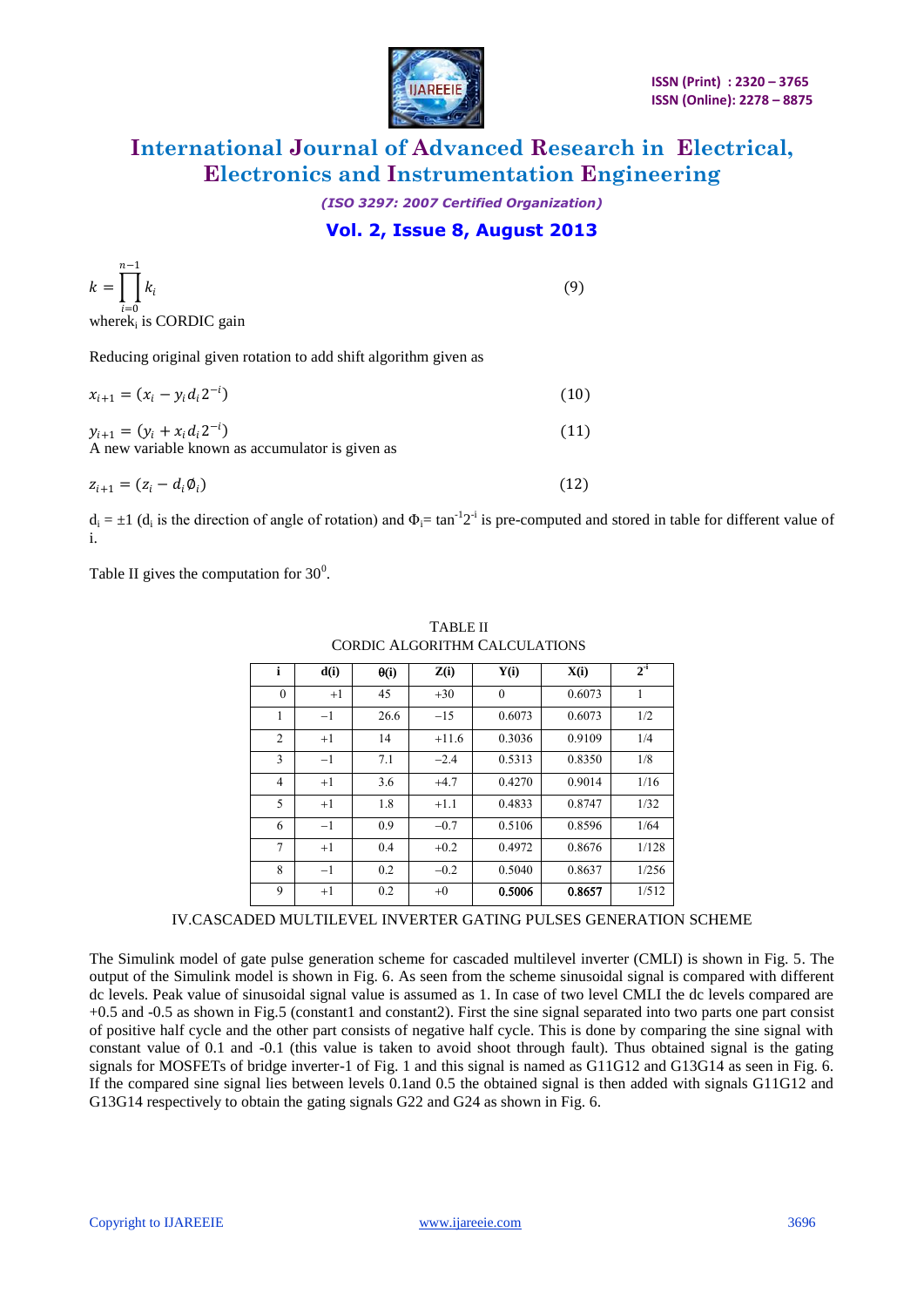$$k = \prod_{i=0}^{n-1} k_i \tag{9}$$

where$k_i$ is CORDIC gain

Reducing original given rotation to add shift algorithm given as

$$x_{i+1} = (x_i - y_i d_i 2^{-i}) \tag{10}$$

$$y_{i+1} = (y_i + x_i d_i 2^{-i}) \tag{11}$$

A new variable known as accumulator is given as

$$z_{i+1} = (z_i - d_i \emptyset_i) \tag{12}$$

$d_i = \pm 1$ ($d_i$ is the direction of angle of rotation) and $\Phi_i = \tan^{-1} 2^{-i}$ is pre-computed and stored in table for different value of i.

Table II gives the computation for $30^0$.

TABLE II
CORDIC ALGORITHM CALCULATIONS

| i | d(i) | θ(i) | Z(i) | Y(i) | X(i) | $2^{-i}$ |
|---|---|---|---|---|---|---|
| 0 | +1 | 45 | +30 | 0 | 0.6073 | 1 |
| 1 | −1 | 26.6 | −15 | 0.6073 | 0.6073 | 1/2 |
| 2 | +1 | 14 | +11.6 | 0.3036 | 0.9109 | 1/4 |
| 3 | −1 | 7.1 | −2.4 | 0.5313 | 0.8350 | 1/8 |
| 4 | +1 | 3.6 | +4.7 | 0.4270 | 0.9014 | 1/16 |
| 5 | +1 | 1.8 | +1.1 | 0.4833 | 0.8747 | 1/32 |
| 6 | −1 | 0.9 | −0.7 | 0.5106 | 0.8596 | 1/64 |
| 7 | +1 | 0.4 | +0.2 | 0.4972 | 0.8676 | 1/128 |
| 8 | −1 | 0.2 | −0.2 | 0.5040 | 0.8637 | 1/256 |
| 9 | +1 | 0.2 | +0 | **0.5006** | **0.8657** | 1/512 |

## IV.CASCADED MULTILEVEL INVERTER GATING PULSES GENERATION SCHEME

The Simulink model of gate pulse generation scheme for cascaded multilevel inverter (CMLI) is shown in Fig. 5. The output of the Simulink model is shown in Fig. 6. As seen from the scheme sinusoidal signal is compared with different dc levels. Peak value of sinusoidal signal value is assumed as 1. In case of two level CMLI the dc levels compared are +0.5 and -0.5 as shown in Fig.5 (constant1 and constant2). First the sine signal separated into two parts one part consist of positive half cycle and the other part consists of negative half cycle. This is done by comparing the sine signal with constant value of 0.1 and -0.1 (this value is taken to avoid shoot through fault). Thus obtained signal is the gating signals for MOSFETs of bridge inverter-1 of Fig. 1 and this signal is named as G11G12 and G13G14 as seen in Fig. 6. If the compared sine signal lies between levels 0.1and 0.5 the obtained signal is then added with signals G11G12 and G13G14 respectively to obtain the gating signals G22 and G24 as shown in Fig. 6.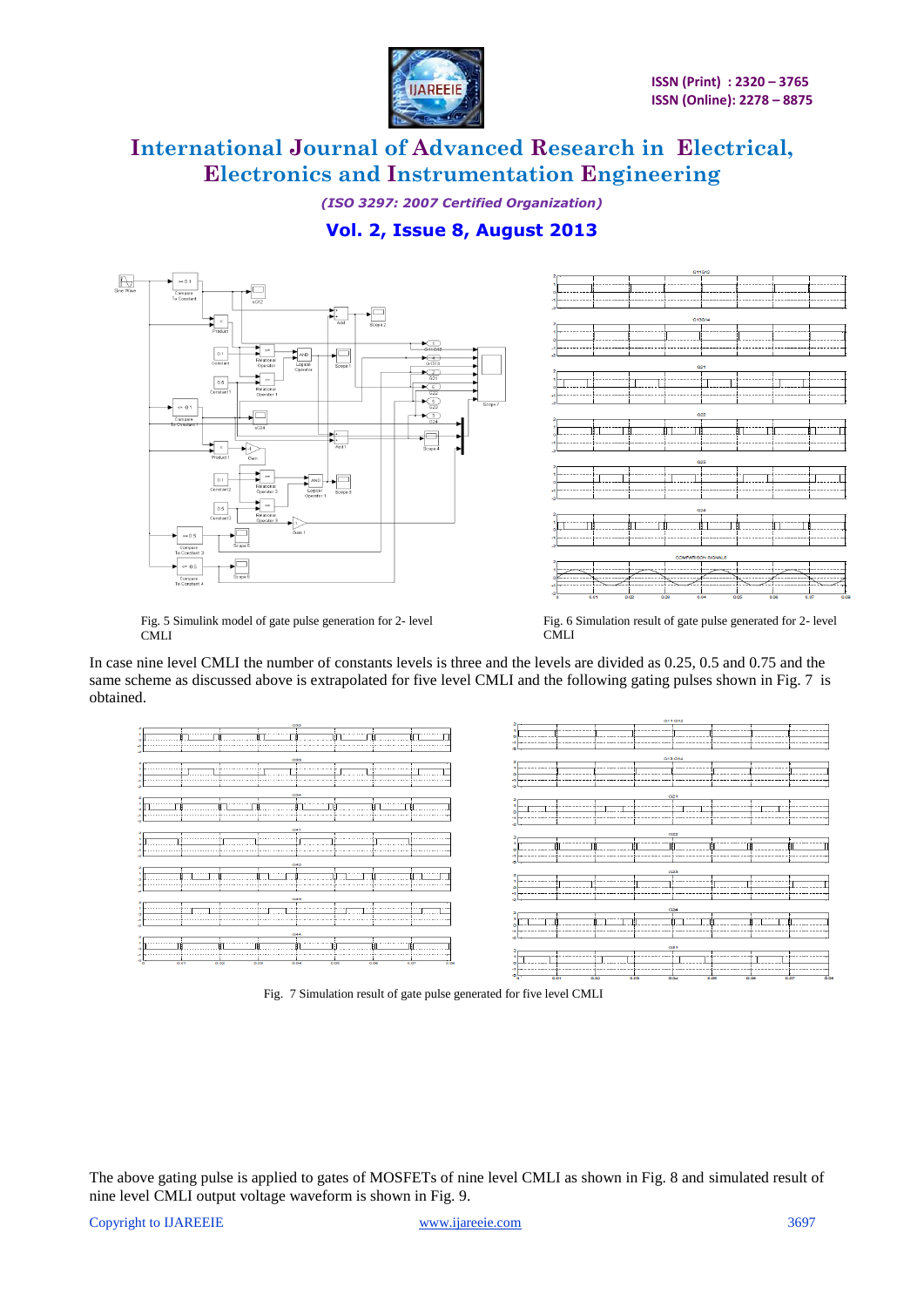Fig. 5 Simulink model of gate pulse generation for 2- level CMLI

Fig. 6 Simulation result of gate pulse generated for 2- level CMLI

In case nine level CMLI the number of constants levels is three and the levels are divided as 0.25, 0.5 and 0.75 and the same scheme as discussed above is extrapolated for five level CMLI and the following gating pulses shown in Fig. 7 is obtained.

Fig. 7 Simulation result of gate pulse generated for five level CMLI

The above gating pulse is applied to gates of MOSFETs of nine level CMLI as shown in Fig. 8 and simulated result of nine level CMLI output voltage waveform is shown in Fig. 9.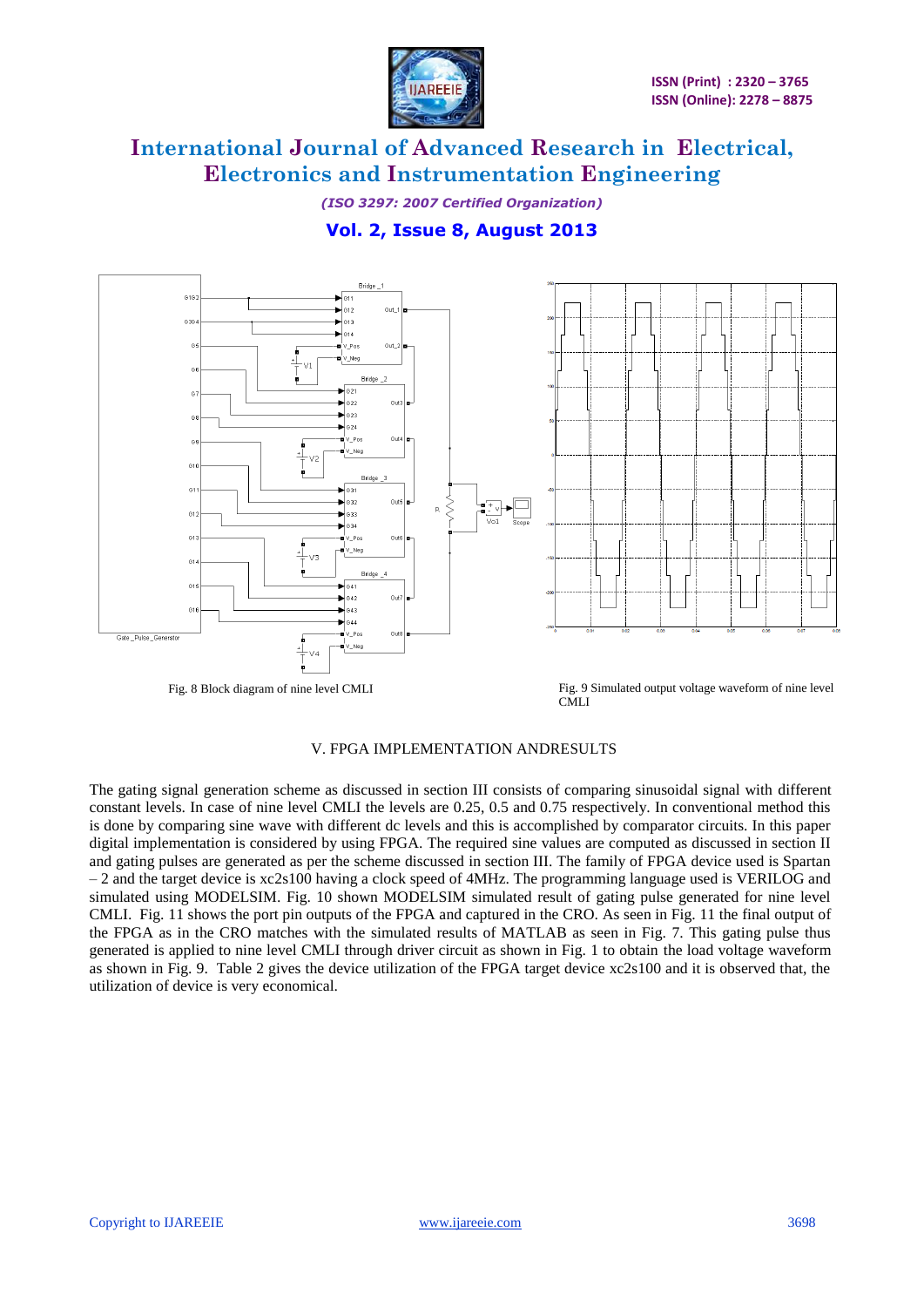Fig. 8 Block diagram of nine level CMLI

Fig. 9 Simulated output voltage waveform of nine level CMLI

## V. FPGA IMPLEMENTATION ANDRESULTS

The gating signal generation scheme as discussed in section III consists of comparing sinusoidal signal with different constant levels. In case of nine level CMLI the levels are 0.25, 0.5 and 0.75 respectively. In conventional method this is done by comparing sine wave with different dc levels and this is accomplished by comparator circuits. In this paper digital implementation is considered by using FPGA. The required sine values are computed as discussed in section II and gating pulses are generated as per the scheme discussed in section III. The family of FPGA device used is Spartan – 2 and the target device is xc2s100 having a clock speed of 4MHz. The programming language used is VERILOG and simulated using MODELSIM. Fig. 10 shown MODELSIM simulated result of gating pulse generated for nine level CMLI. Fig. 11 shows the port pin outputs of the FPGA and captured in the CRO. As seen in Fig. 11 the final output of the FPGA as in the CRO matches with the simulated results of MATLAB as seen in Fig. 7. This gating pulse thus generated is applied to nine level CMLI through driver circuit as shown in Fig. 1 to obtain the load voltage waveform as shown in Fig. 9. Table 2 gives the device utilization of the FPGA target device xc2s100 and it is observed that, the utilization of device is very economical.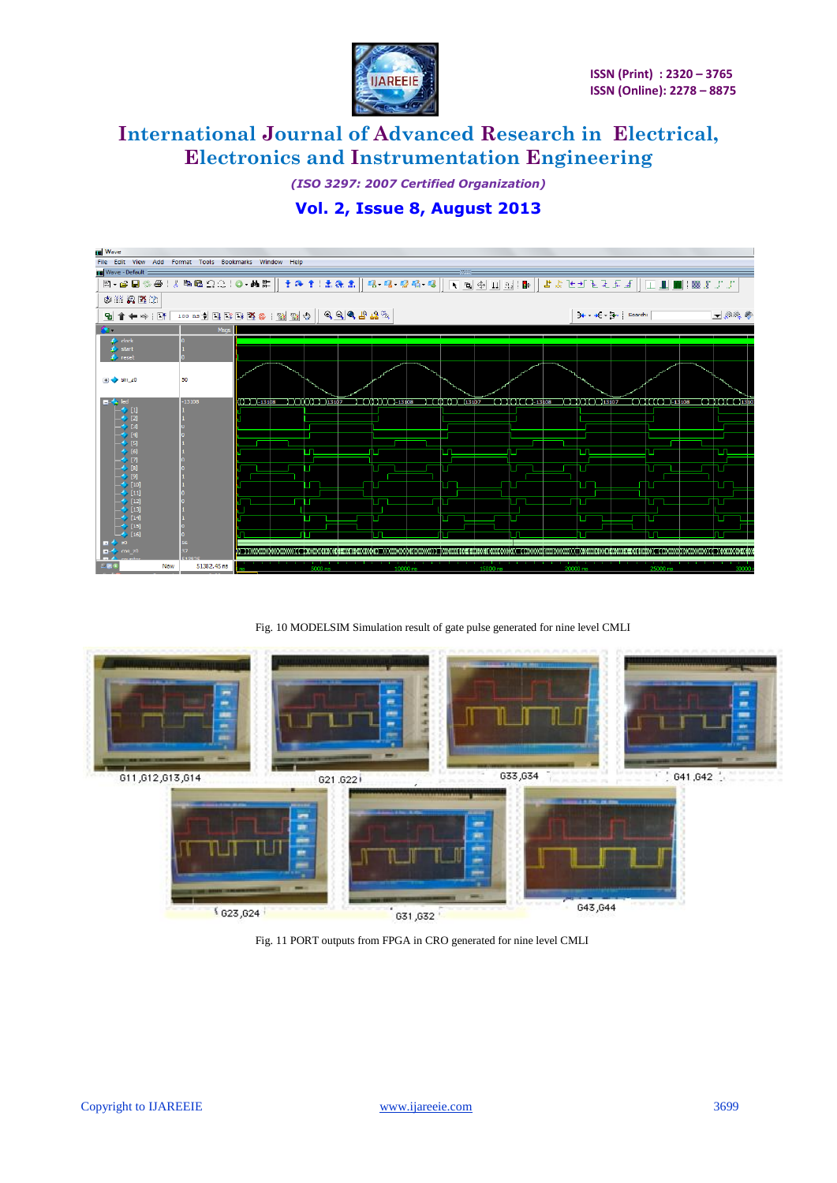Fig. 10 MODELSIM Simulation result of gate pulse generated for nine level CMLI

Fig. 11 PORT outputs from FPGA in CRO generated for nine level CMLI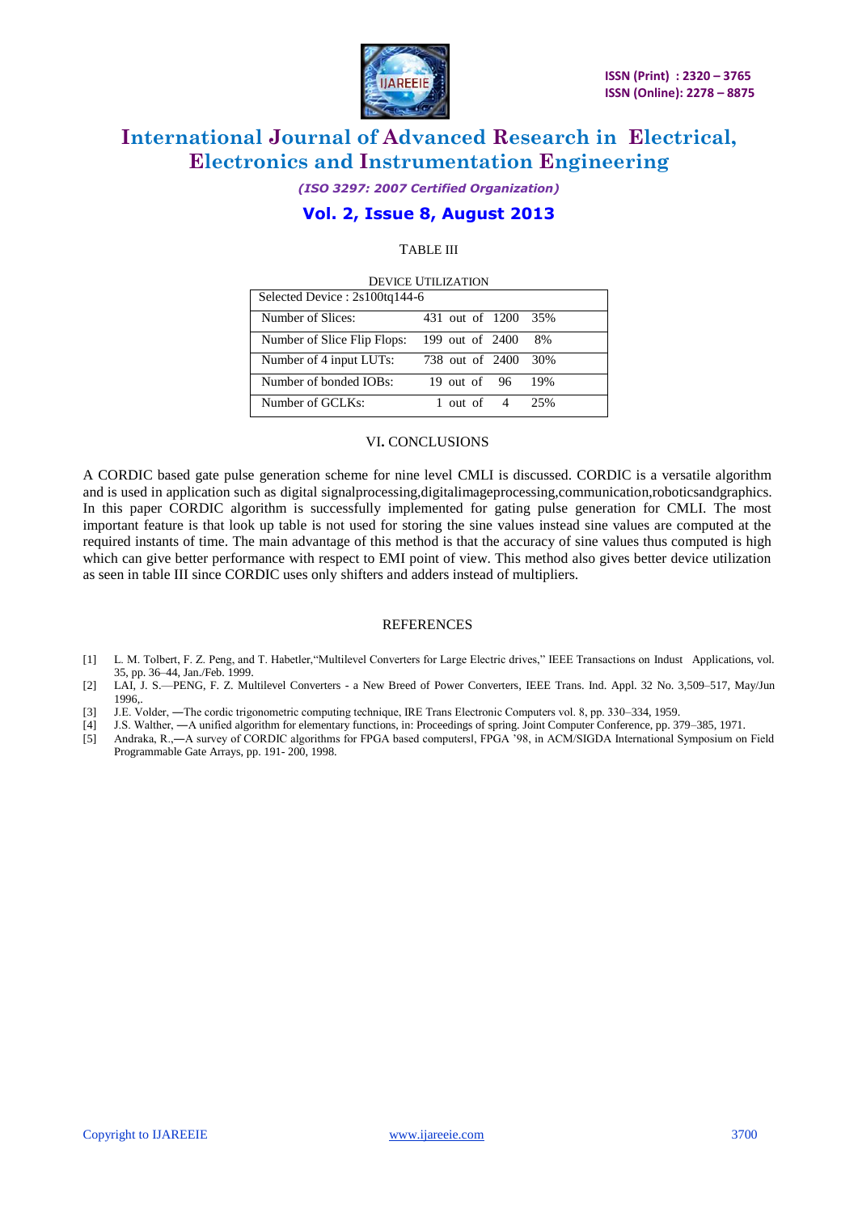TABLE III

DEVICE UTILIZATION

| Selected Device : 2s100tq144-6 | | |
|---|---|---|
| Number of Slices: | 431 out of 1200 | 35% |
| Number of Slice Flip Flops: | 199 out of 2400 | 8% |
| Number of 4 input LUTs: | 738 out of 2400 | 30% |
| Number of bonded IOBs: | 19 out of 96 | 19% |
| Number of GCLKs: | 1 out of 4 | 25% |

## VI. CONCLUSIONS

A CORDIC based gate pulse generation scheme for nine level CMLI is discussed. CORDIC is a versatile algorithm and is used in application such as digital signalprocessing,digitalimageprocessing,communication,roboticsandgraphics. In this paper CORDIC algorithm is successfully implemented for gating pulse generation for CMLI. The most important feature is that look up table is not used for storing the sine values instead sine values are computed at the required instants of time. The main advantage of this method is that the accuracy of sine values thus computed is high which can give better performance with respect to EMI point of view. This method also gives better device utilization as seen in table III since CORDIC uses only shifters and adders instead of multipliers.

## REFERENCES

[1] L. M. Tolbert, F. Z. Peng, and T. Habetler,"Multilevel Converters for Large Electric drives," IEEE Transactions on Indust Applications, vol. 35, pp. 36–44, Jan./Feb. 1999.

[2] LAI, J. S.—PENG, F. Z. Multilevel Converters - a New Breed of Power Converters, IEEE Trans. Ind. Appl. 32 No. 3,509–517, May/Jun 1996,.

[3] J.E. Volder, ―The cordic trigonometric computing technique, IRE Trans Electronic Computers vol. 8, pp. 330–334, 1959.

[4] J.S. Walther, ―A unified algorithm for elementary functions, in: Proceedings of spring. Joint Computer Conference, pp. 379–385, 1971.

[5] Andraka, R.,―A survey of CORDIC algorithms for FPGA based computers‖, FPGA '98, in ACM/SIGDA International Symposium on Field Programmable Gate Arrays, pp. 191- 200, 1998.